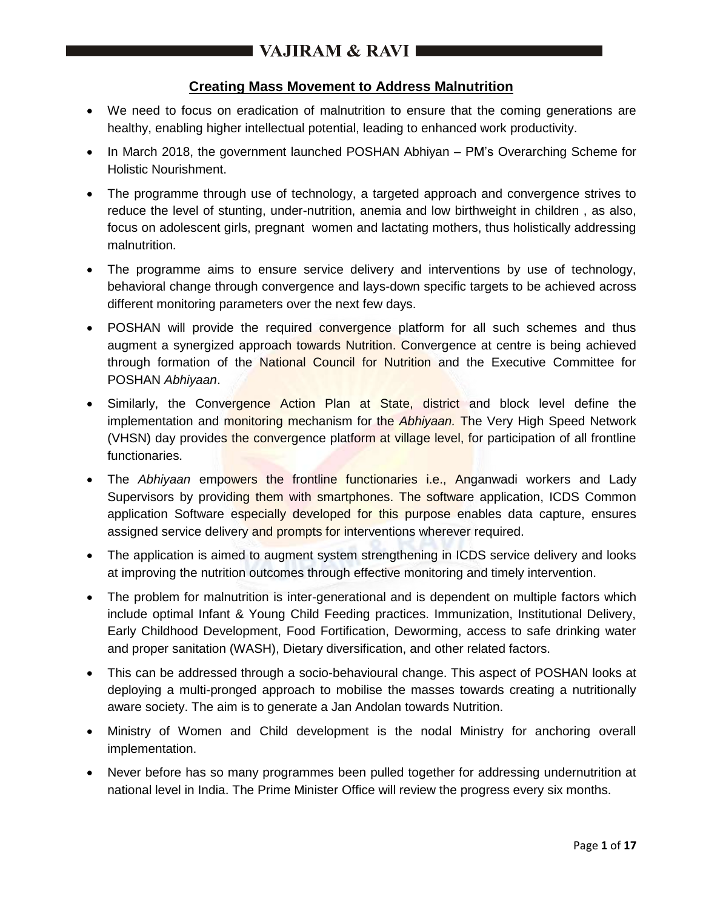## Creating Mass Movement to Address Malnutrition

- We need to focus on eradication of malnutrition to ensure that the coming generations are healthy, enabling higher intellectual potential, leading to enhanced work productivity.
- In March 2018, the government launched POSHAN Abhiyan – PM's Overarching Scheme for Holistic Nourishment.
- The programme through use of technology, a targeted approach and convergence strives to reduce the level of stunting, under-nutrition, anemia and low birthweight in children , as also, focus on adolescent girls, pregnant women and lactating mothers, thus holistically addressing malnutrition.
- The programme aims to ensure service delivery and interventions by use of technology, behavioral change through convergence and lays-down specific targets to be achieved across different monitoring parameters over the next few days.
- POSHAN will provide the required convergence platform for all such schemes and thus augment a synergized approach towards Nutrition. Convergence at centre is being achieved through formation of the National Council for Nutrition and the Executive Committee for POSHAN *Abhiyaan*.
- Similarly, the Convergence Action Plan at State, district and block level define the implementation and monitoring mechanism for the *Abhiyaan.* The Very High Speed Network (VHSN) day provides the convergence platform at village level, for participation of all frontline functionaries.
- The *Abhiyaan* empowers the frontline functionaries i.e., Anganwadi workers and Lady Supervisors by providing them with smartphones. The software application, ICDS Common application Software especially developed for this purpose enables data capture, ensures assigned service delivery and prompts for interventions wherever required.
- The application is aimed to augment system strengthening in ICDS service delivery and looks at improving the nutrition outcomes through effective monitoring and timely intervention.
- The problem for malnutrition is inter-generational and is dependent on multiple factors which include optimal Infant & Young Child Feeding practices. Immunization, Institutional Delivery, Early Childhood Development, Food Fortification, Deworming, access to safe drinking water and proper sanitation (WASH), Dietary diversification, and other related factors.
- This can be addressed through a socio-behavioural change. This aspect of POSHAN looks at deploying a multi-pronged approach to mobilise the masses towards creating a nutritionally aware society. The aim is to generate a Jan Andolan towards Nutrition.
- Ministry of Women and Child development is the nodal Ministry for anchoring overall implementation.
- Never before has so many programmes been pulled together for addressing undernutrition at national level in India. The Prime Minister Office will review the progress every six months.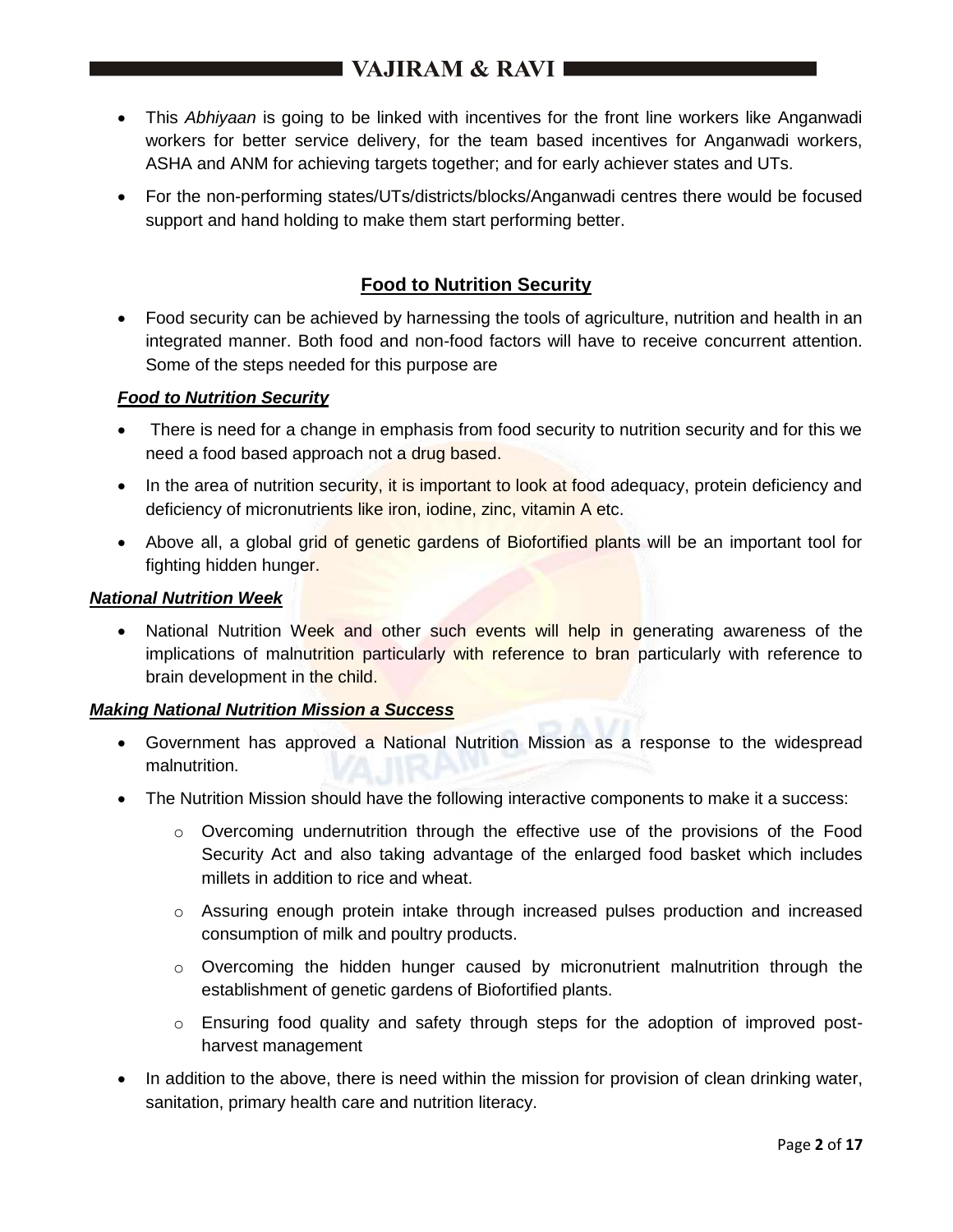- This *Abhiyaan* is going to be linked with incentives for the front line workers like Anganwadi workers for better service delivery, for the team based incentives for Anganwadi workers, ASHA and ANM for achieving targets together; and for early achiever states and UTs.
- For the non-performing states/UTs/districts/blocks/Anganwadi centres there would be focused support and hand holding to make them start performing better.

## Food to Nutrition Security

- Food security can be achieved by harnessing the tools of agriculture, nutrition and health in an integrated manner. Both food and non-food factors will have to receive concurrent attention. Some of the steps needed for this purpose are

### ***Food to Nutrition Security***

- There is need for a change in emphasis from food security to nutrition security and for this we need a food based approach not a drug based.
- In the area of nutrition security, it is important to look at food adequacy, protein deficiency and deficiency of micronutrients like iron, iodine, zinc, vitamin A etc.
- Above all, a global grid of genetic gardens of Biofortified plants will be an important tool for fighting hidden hunger.

### ***National Nutrition Week***

- National Nutrition Week and other such events will help in generating awareness of the implications of malnutrition particularly with reference to bran particularly with reference to brain development in the child.

### ***Making National Nutrition Mission a Success***

- Government has approved a National Nutrition Mission as a response to the widespread malnutrition.
- The Nutrition Mission should have the following interactive components to make it a success:
    - Overcoming undernutrition through the effective use of the provisions of the Food Security Act and also taking advantage of the enlarged food basket which includes millets in addition to rice and wheat.
    - Assuring enough protein intake through increased pulses production and increased consumption of milk and poultry products.
    - Overcoming the hidden hunger caused by micronutrient malnutrition through the establishment of genetic gardens of Biofortified plants.
    - Ensuring food quality and safety through steps for the adoption of improved post-harvest management
- In addition to the above, there is need within the mission for provision of clean drinking water, sanitation, primary health care and nutrition literacy.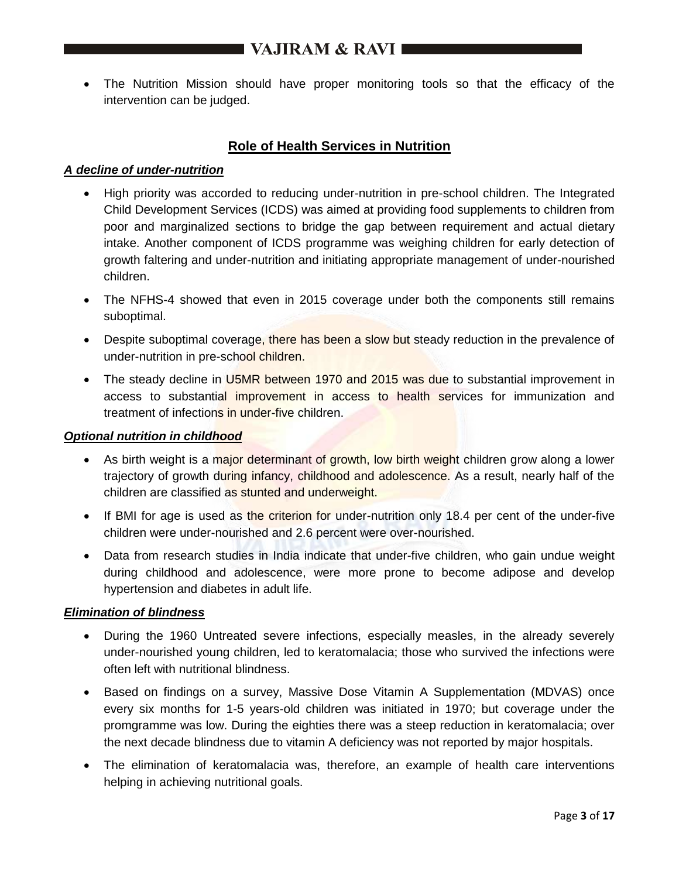- The Nutrition Mission should have proper monitoring tools so that the efficacy of the intervention can be judged.

## Role of Health Services in Nutrition

***A decline of under-nutrition***

- High priority was accorded to reducing under-nutrition in pre-school children. The Integrated Child Development Services (ICDS) was aimed at providing food supplements to children from poor and marginalized sections to bridge the gap between requirement and actual dietary intake. Another component of ICDS programme was weighing children for early detection of growth faltering and under-nutrition and initiating appropriate management of under-nourished children.
- The NFHS-4 showed that even in 2015 coverage under both the components still remains suboptimal.
- Despite suboptimal coverage, there has been a slow but steady reduction in the prevalence of under-nutrition in pre-school children.
- The steady decline in U5MR between 1970 and 2015 was due to substantial improvement in access to substantial improvement in access to health services for immunization and treatment of infections in under-five children.

***Optional nutrition in childhood***

- As birth weight is a major determinant of growth, low birth weight children grow along a lower trajectory of growth during infancy, childhood and adolescence. As a result, nearly half of the children are classified as stunted and underweight.
- If BMI for age is used as the criterion for under-nutrition only 18.4 per cent of the under-five children were under-nourished and 2.6 percent were over-nourished.
- Data from research studies in India indicate that under-five children, who gain undue weight during childhood and adolescence, were more prone to become adipose and develop hypertension and diabetes in adult life.

***Elimination of blindness***

- During the 1960 Untreated severe infections, especially measles, in the already severely under-nourished young children, led to keratomalacia; those who survived the infections were often left with nutritional blindness.
- Based on findings on a survey, Massive Dose Vitamin A Supplementation (MDVAS) once every six months for 1-5 years-old children was initiated in 1970; but coverage under the promgramme was low. During the eighties there was a steep reduction in keratomalacia; over the next decade blindness due to vitamin A deficiency was not reported by major hospitals.
- The elimination of keratomalacia was, therefore, an example of health care interventions helping in achieving nutritional goals.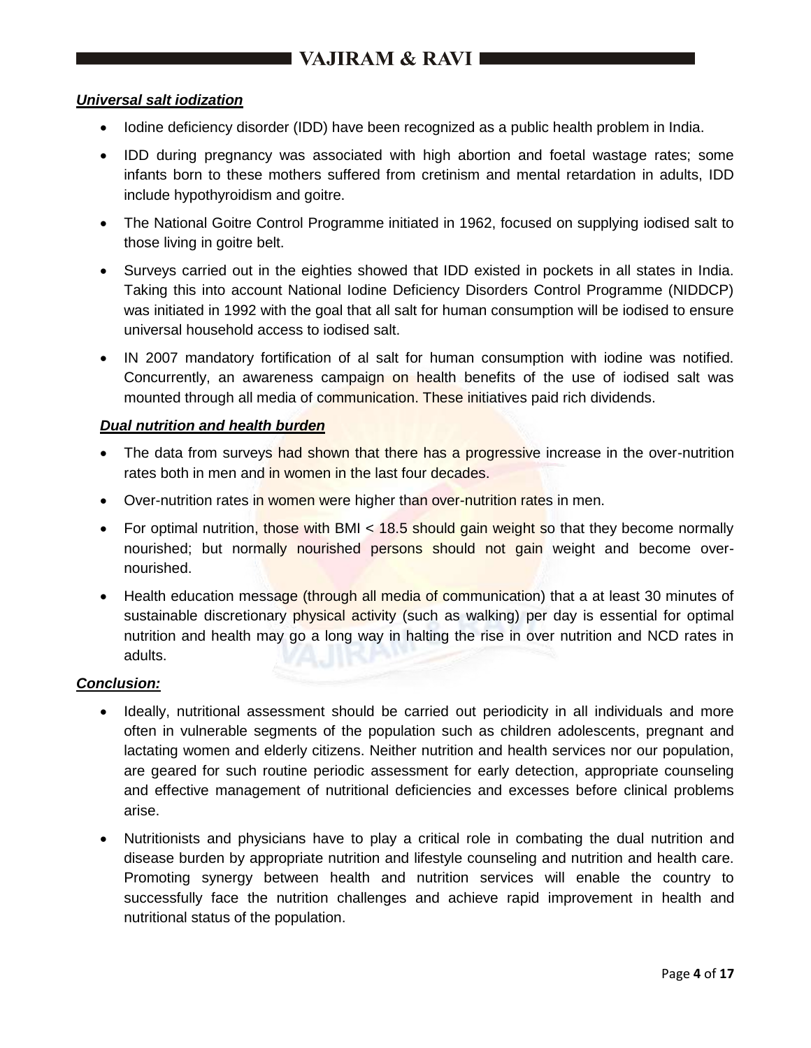***Universal salt iodization***

- Iodine deficiency disorder (IDD) have been recognized as a public health problem in India.
- IDD during pregnancy was associated with high abortion and foetal wastage rates; some infants born to these mothers suffered from cretinism and mental retardation in adults, IDD include hypothyroidism and goitre.
- The National Goitre Control Programme initiated in 1962, focused on supplying iodised salt to those living in goitre belt.
- Surveys carried out in the eighties showed that IDD existed in pockets in all states in India. Taking this into account National Iodine Deficiency Disorders Control Programme (NIDDCP) was initiated in 1992 with the goal that all salt for human consumption will be iodised to ensure universal household access to iodised salt.
- IN 2007 mandatory fortification of al salt for human consumption with iodine was notified. Concurrently, an awareness campaign on health benefits of the use of iodised salt was mounted through all media of communication. These initiatives paid rich dividends.

***Dual nutrition and health burden***

- The data from surveys had shown that there has a progressive increase in the over-nutrition rates both in men and in women in the last four decades.
- Over-nutrition rates in women were higher than over-nutrition rates in men.
- For optimal nutrition, those with BMI < 18.5 should gain weight so that they become normally nourished; but normally nourished persons should not gain weight and become over-nourished.
- Health education message (through all media of communication) that a at least 30 minutes of sustainable discretionary physical activity (such as walking) per day is essential for optimal nutrition and health may go a long way in halting the rise in over nutrition and NCD rates in adults.

***Conclusion:***

- Ideally, nutritional assessment should be carried out periodicity in all individuals and more often in vulnerable segments of the population such as children adolescents, pregnant and lactating women and elderly citizens. Neither nutrition and health services nor our population, are geared for such routine periodic assessment for early detection, appropriate counseling and effective management of nutritional deficiencies and excesses before clinical problems arise.
- Nutritionists and physicians have to play a critical role in combating the dual nutrition and disease burden by appropriate nutrition and lifestyle counseling and nutrition and health care. Promoting synergy between health and nutrition services will enable the country to successfully face the nutrition challenges and achieve rapid improvement in health and nutritional status of the population.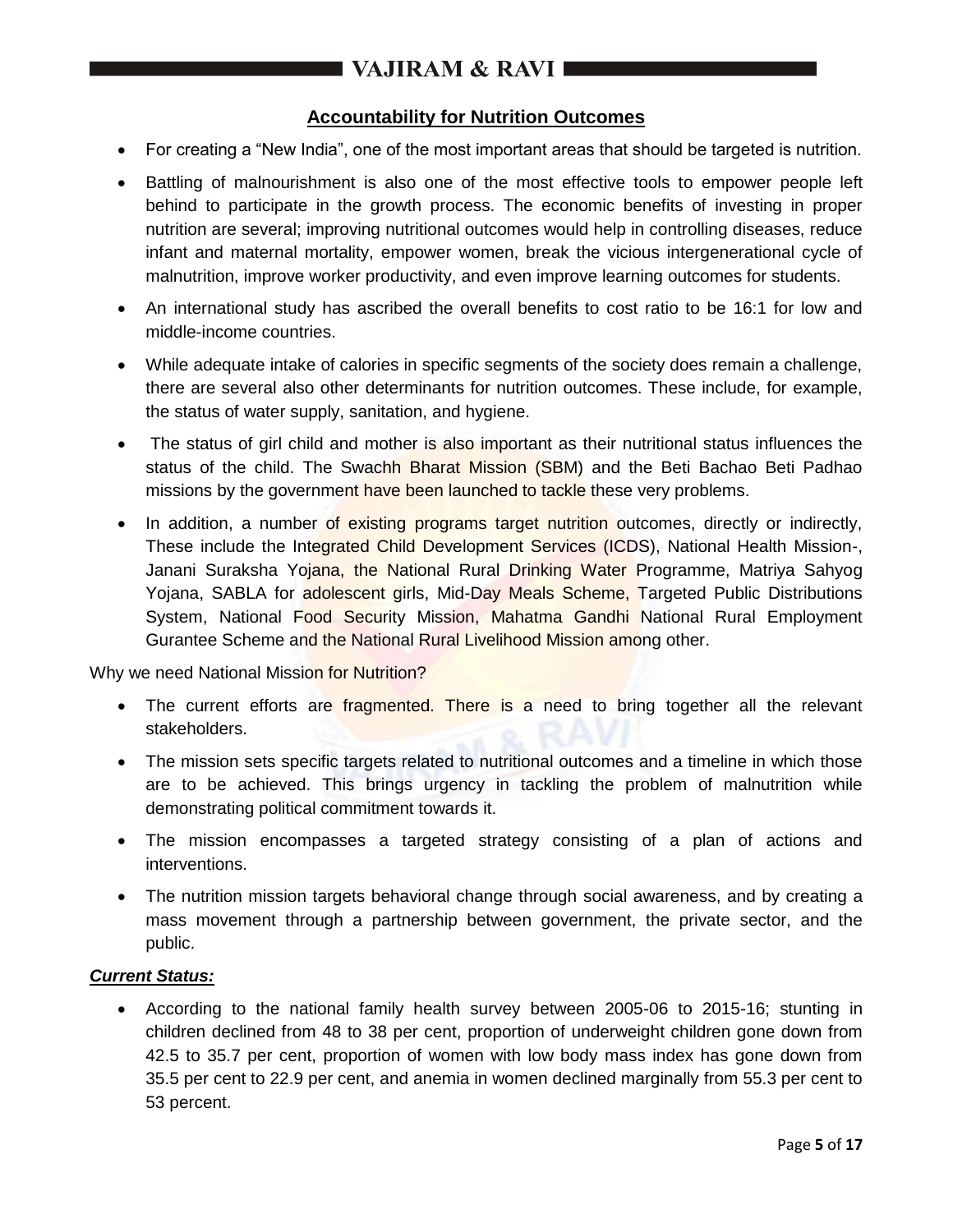## Accountability for Nutrition Outcomes

- For creating a "New India", one of the most important areas that should be targeted is nutrition.
- Battling of malnourishment is also one of the most effective tools to empower people left behind to participate in the growth process. The economic benefits of investing in proper nutrition are several; improving nutritional outcomes would help in controlling diseases, reduce infant and maternal mortality, empower women, break the vicious intergenerational cycle of malnutrition, improve worker productivity, and even improve learning outcomes for students.
- An international study has ascribed the overall benefits to cost ratio to be 16:1 for low and middle-income countries.
- While adequate intake of calories in specific segments of the society does remain a challenge, there are several also other determinants for nutrition outcomes. These include, for example, the status of water supply, sanitation, and hygiene.
- The status of girl child and mother is also important as their nutritional status influences the status of the child. The Swachh Bharat Mission (SBM) and the Beti Bachao Beti Padhao missions by the government have been launched to tackle these very problems.
- In addition, a number of existing programs target nutrition outcomes, directly or indirectly, These include the Integrated Child Development Services (ICDS), National Health Mission-, Janani Suraksha Yojana, the National Rural Drinking Water Programme, Matriya Sahyog Yojana, SABLA for adolescent girls, Mid-Day Meals Scheme, Targeted Public Distributions System, National Food Security Mission, Mahatma Gandhi National Rural Employment Gurantee Scheme and the National Rural Livelihood Mission among other.

Why we need National Mission for Nutrition?

- The current efforts are fragmented. There is a need to bring together all the relevant stakeholders.
- The mission sets specific targets related to nutritional outcomes and a timeline in which those are to be achieved. This brings urgency in tackling the problem of malnutrition while demonstrating political commitment towards it.
- The mission encompasses a targeted strategy consisting of a plan of actions and interventions.
- The nutrition mission targets behavioral change through social awareness, and by creating a mass movement through a partnership between government, the private sector, and the public.

***Current Status:***

- According to the national family health survey between 2005-06 to 2015-16; stunting in children declined from 48 to 38 per cent, proportion of underweight children gone down from 42.5 to 35.7 per cent, proportion of women with low body mass index has gone down from 35.5 per cent to 22.9 per cent, and anemia in women declined marginally from 55.3 per cent to 53 percent.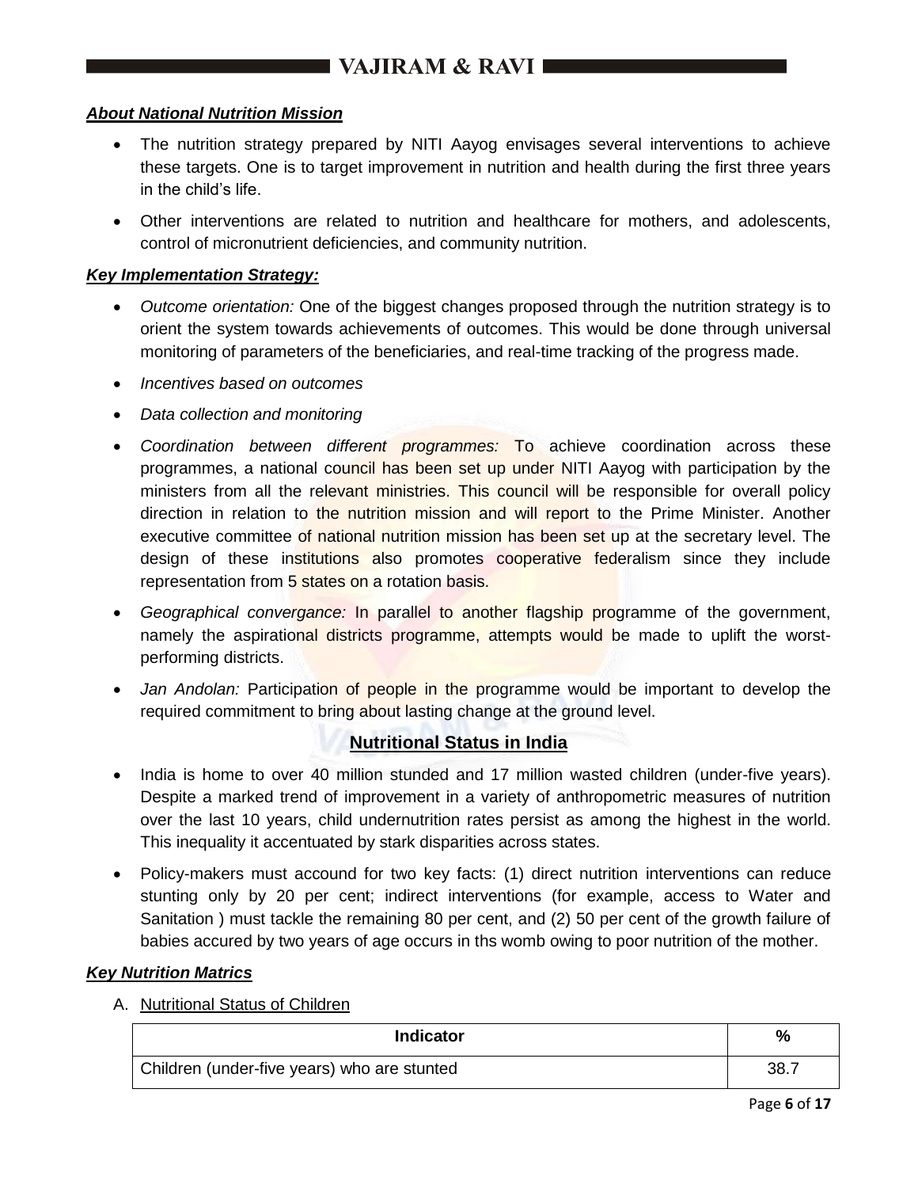***About National Nutrition Mission***

- The nutrition strategy prepared by NITI Aayog envisages several interventions to achieve these targets. One is to target improvement in nutrition and health during the first three years in the child's life.
- Other interventions are related to nutrition and healthcare for mothers, and adolescents, control of micronutrient deficiencies, and community nutrition.

***Key Implementation Strategy:***

- *Outcome orientation:* One of the biggest changes proposed through the nutrition strategy is to orient the system towards achievements of outcomes. This would be done through universal monitoring of parameters of the beneficiaries, and real-time tracking of the progress made.
- *Incentives based on outcomes*
- *Data collection and monitoring*
- *Coordination between different programmes:* To achieve coordination across these programmes, a national council has been set up under NITI Aayog with participation by the ministers from all the relevant ministries. This council will be responsible for overall policy direction in relation to the nutrition mission and will report to the Prime Minister. Another executive committee of national nutrition mission has been set up at the secretary level. The design of these institutions also promotes cooperative federalism since they include representation from 5 states on a rotation basis.
- *Geographical convergance:* In parallel to another flagship programme of the government, namely the aspirational districts programme, attempts would be made to uplift the worst-performing districts.
- *Jan Andolan:* Participation of people in the programme would be important to develop the required commitment to bring about lasting change at the ground level.

## Nutritional Status in India

- India is home to over 40 million stunded and 17 million wasted children (under-five years). Despite a marked trend of improvement in a variety of anthropometric measures of nutrition over the last 10 years, child undernutrition rates persist as among the highest in the world. This inequality it accentuated by stark disparities across states.
- Policy-makers must accound for two key facts: (1) direct nutrition interventions can reduce stunting only by 20 per cent; indirect interventions (for example, access to Water and Sanitation ) must tackle the remaining 80 per cent, and (2) 50 per cent of the growth failure of babies accured by two years of age occurs in ths womb owing to poor nutrition of the mother.

***Key Nutrition Matrics***

A. Nutritional Status of Children

| Indicator | % |
|---|---|
| Children (under-five years) who are stunted | 38.7 |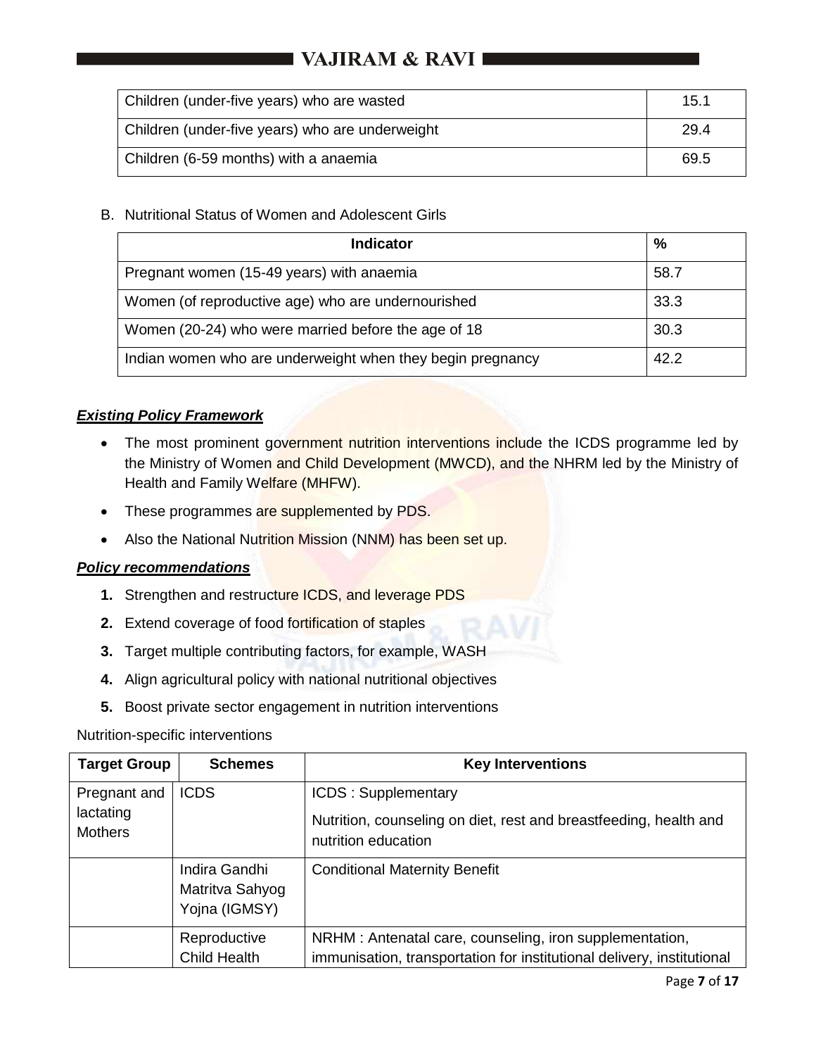| Children (under-five years) who are wasted | 15.1 |
| --- | --- |
| Children (under-five years) who are underweight | 29.4 |
| Children (6-59 months) with a anaemia | 69.5 |

B. Nutritional Status of Women and Adolescent Girls

| Indicator | % |
| --- | --- |
| Pregnant women (15-49 years) with anaemia | 58.7 |
| Women (of reproductive age) who are undernourished | 33.3 |
| Women (20-24) who were married before the age of 18 | 30.3 |
| Indian women who are underweight when they begin pregnancy | 42.2 |

***Existing Policy Framework***

- The most prominent government nutrition interventions include the ICDS programme led by the Ministry of Women and Child Development (MWCD), and the NHRM led by the Ministry of Health and Family Welfare (MHFW).
- These programmes are supplemented by PDS.
- Also the National Nutrition Mission (NNM) has been set up.

***Policy recommendations***

1. Strengthen and restructure ICDS, and leverage PDS
2. Extend coverage of food fortification of staples
3. Target multiple contributing factors, for example, WASH
4. Align agricultural policy with national nutritional objectives
5. Boost private sector engagement in nutrition interventions

Nutrition-specific interventions

| Target Group | Schemes | Key Interventions |
| --- | --- | --- |
| Pregnant and lactating Mothers | ICDS | ICDS : Supplementary<br>Nutrition, counseling on diet, rest and breastfeeding, health and nutrition education |
| | Indira Gandhi Matritva Sahyog Yojna (IGMSY) | Conditional Maternity Benefit |
| | Reproductive Child Health | NRHM : Antenatal care, counseling, iron supplementation, immunisation, transportation for institutional delivery, institutional |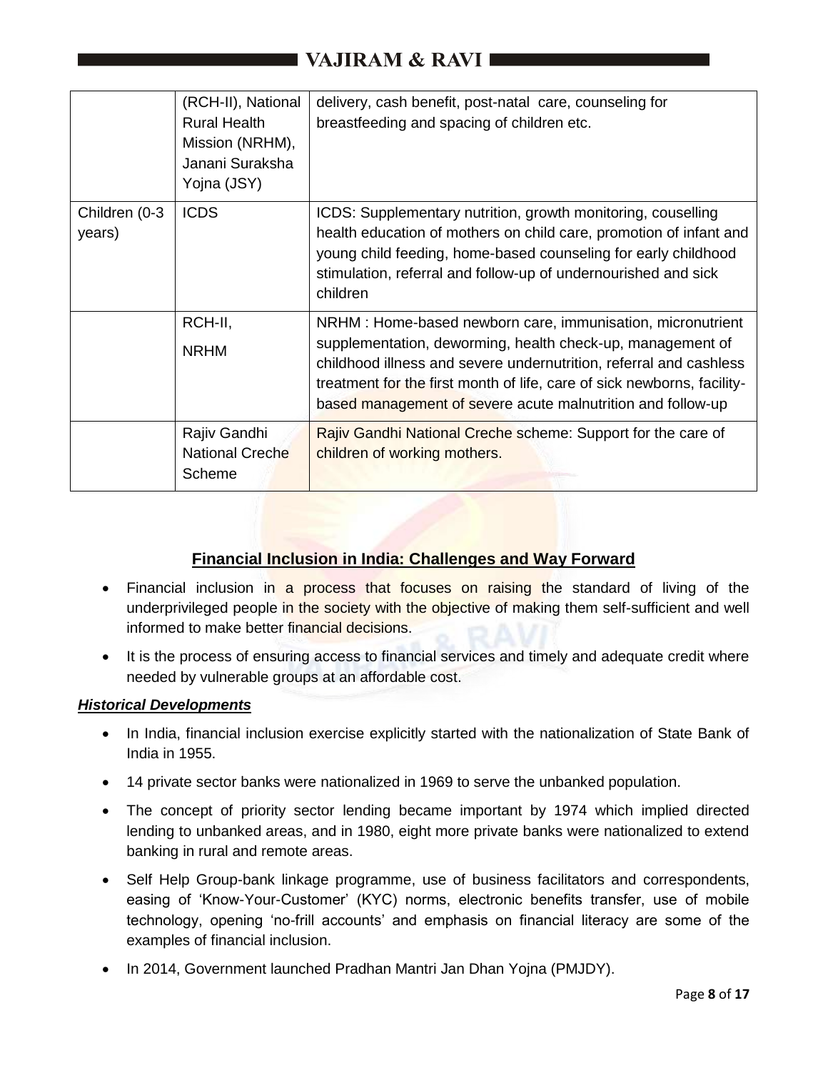| | | |
|---|---|---|
| | (RCH-II), National Rural Health Mission (NRHM), Janani Suraksha Yojna (JSY) | delivery, cash benefit, post-natal care, counseling for breastfeeding and spacing of children etc. |
| Children (0-3 years) | ICDS | ICDS: Supplementary nutrition, growth monitoring, couselling health education of mothers on child care, promotion of infant and young child feeding, home-based counseling for early childhood stimulation, referral and follow-up of undernourished and sick children |
| | RCH-II, NRHM | NRHM : Home-based newborn care, immunisation, micronutrient supplementation, deworming, health check-up, management of childhood illness and severe undernutrition, referral and cashless treatment for the first month of life, care of sick newborns, facility-based management of severe acute malnutrition and follow-up |
| | Rajiv Gandhi National Creche Scheme | Rajiv Gandhi National Creche scheme: Support for the care of children of working mothers. |

## Financial Inclusion in India: Challenges and Way Forward

- Financial inclusion in a process that focuses on raising the standard of living of the underprivileged people in the society with the objective of making them self-sufficient and well informed to make better financial decisions.
- It is the process of ensuring access to financial services and timely and adequate credit where needed by vulnerable groups at an affordable cost.

### *Historical Developments*

- In India, financial inclusion exercise explicitly started with the nationalization of State Bank of India in 1955.
- 14 private sector banks were nationalized in 1969 to serve the unbanked population.
- The concept of priority sector lending became important by 1974 which implied directed lending to unbanked areas, and in 1980, eight more private banks were nationalized to extend banking in rural and remote areas.
- Self Help Group-bank linkage programme, use of business facilitators and correspondents, easing of 'Know-Your-Customer' (KYC) norms, electronic benefits transfer, use of mobile technology, opening 'no-frill accounts' and emphasis on financial literacy are some of the examples of financial inclusion.
- In 2014, Government launched Pradhan Mantri Jan Dhan Yojna (PMJDY).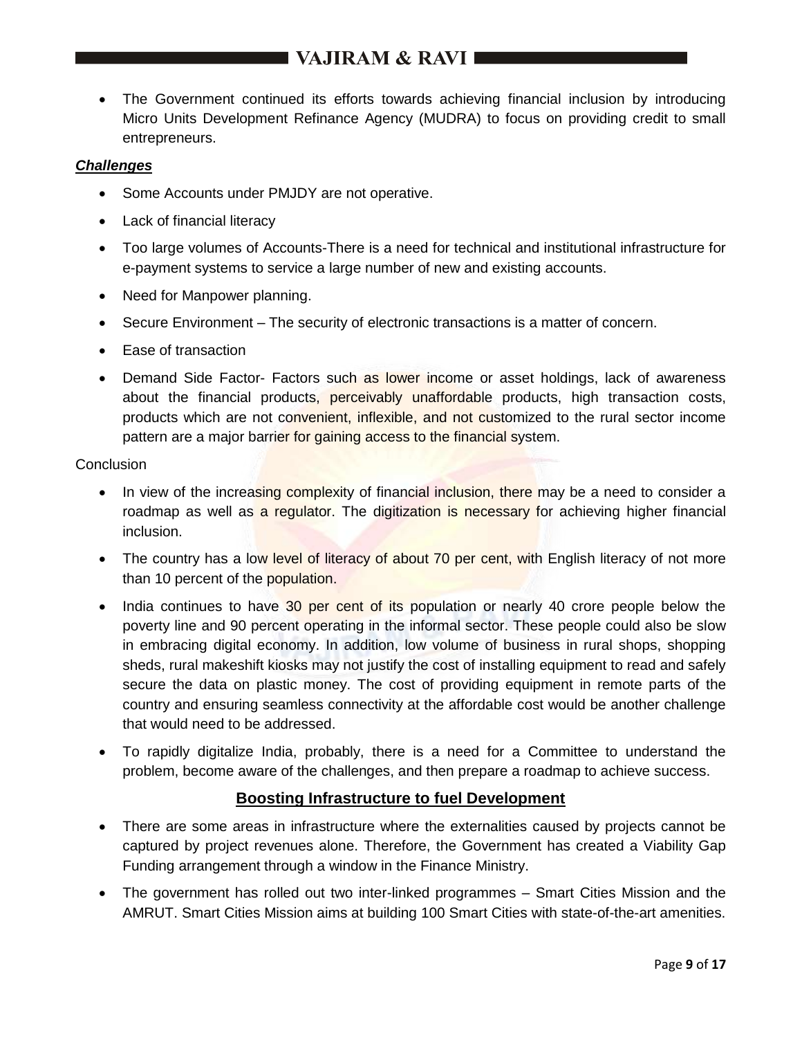- The Government continued its efforts towards achieving financial inclusion by introducing Micro Units Development Refinance Agency (MUDRA) to focus on providing credit to small entrepreneurs.

***Challenges***

- Some Accounts under PMJDY are not operative.
- Lack of financial literacy
- Too large volumes of Accounts-There is a need for technical and institutional infrastructure for e-payment systems to service a large number of new and existing accounts.
- Need for Manpower planning.
- Secure Environment – The security of electronic transactions is a matter of concern.
- Ease of transaction
- Demand Side Factor- Factors such as lower income or asset holdings, lack of awareness about the financial products, perceivably unaffordable products, high transaction costs, products which are not convenient, inflexible, and not customized to the rural sector income pattern are a major barrier for gaining access to the financial system.

Conclusion

- In view of the increasing complexity of financial inclusion, there may be a need to consider a roadmap as well as a regulator. The digitization is necessary for achieving higher financial inclusion.
- The country has a low level of literacy of about 70 per cent, with English literacy of not more than 10 percent of the population.
- India continues to have 30 per cent of its population or nearly 40 crore people below the poverty line and 90 percent operating in the informal sector. These people could also be slow in embracing digital economy. In addition, low volume of business in rural shops, shopping sheds, rural makeshift kiosks may not justify the cost of installing equipment to read and safely secure the data on plastic money. The cost of providing equipment in remote parts of the country and ensuring seamless connectivity at the affordable cost would be another challenge that would need to be addressed.
- To rapidly digitalize India, probably, there is a need for a Committee to understand the problem, become aware of the challenges, and then prepare a roadmap to achieve success.

## Boosting Infrastructure to fuel Development

- There are some areas in infrastructure where the externalities caused by projects cannot be captured by project revenues alone. Therefore, the Government has created a Viability Gap Funding arrangement through a window in the Finance Ministry.
- The government has rolled out two inter-linked programmes – Smart Cities Mission and the AMRUT. Smart Cities Mission aims at building 100 Smart Cities with state-of-the-art amenities.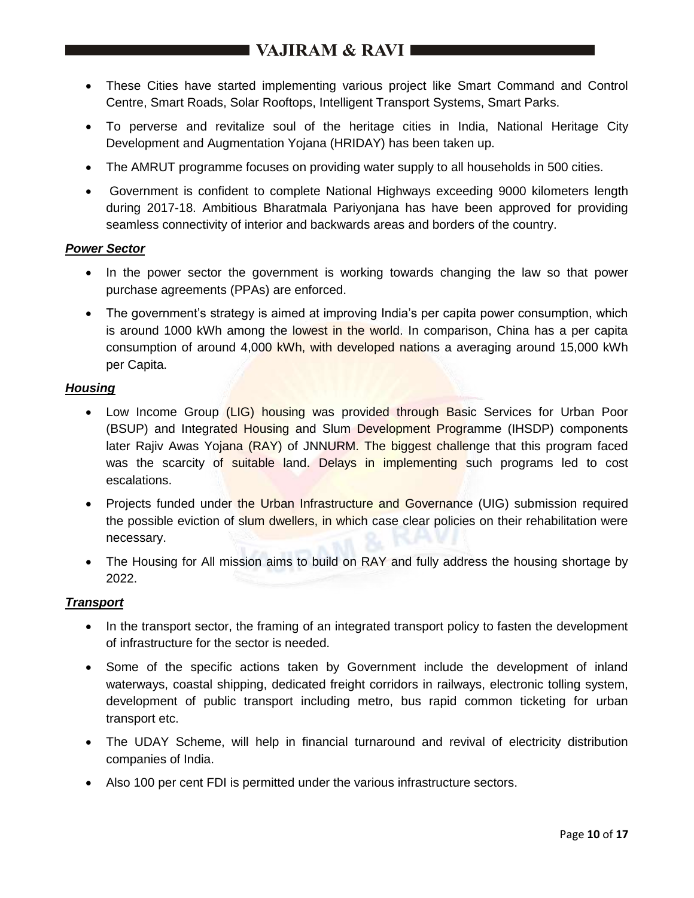- These Cities have started implementing various project like Smart Command and Control Centre, Smart Roads, Solar Rooftops, Intelligent Transport Systems, Smart Parks.
- To perverse and revitalize soul of the heritage cities in India, National Heritage City Development and Augmentation Yojana (HRIDAY) has been taken up.
- The AMRUT programme focuses on providing water supply to all households in 500 cities.
- Government is confident to complete National Highways exceeding 9000 kilometers length during 2017-18. Ambitious Bharatmala Pariyonjana has have been approved for providing seamless connectivity of interior and backwards areas and borders of the country.

***Power Sector***

- In the power sector the government is working towards changing the law so that power purchase agreements (PPAs) are enforced.
- The government's strategy is aimed at improving India's per capita power consumption, which is around 1000 kWh among the lowest in the world. In comparison, China has a per capita consumption of around 4,000 kWh, with developed nations a averaging around 15,000 kWh per Capita.

***Housing***

- Low Income Group (LIG) housing was provided through Basic Services for Urban Poor (BSUP) and Integrated Housing and Slum Development Programme (IHSDP) components later Rajiv Awas Yojana (RAY) of JNNURM. The biggest challenge that this program faced was the scarcity of suitable land. Delays in implementing such programs led to cost escalations.
- Projects funded under the Urban Infrastructure and Governance (UIG) submission required the possible eviction of slum dwellers, in which case clear policies on their rehabilitation were necessary.
- The Housing for All mission aims to build on RAY and fully address the housing shortage by 2022.

***Transport***

- In the transport sector, the framing of an integrated transport policy to fasten the development of infrastructure for the sector is needed.
- Some of the specific actions taken by Government include the development of inland waterways, coastal shipping, dedicated freight corridors in railways, electronic tolling system, development of public transport including metro, bus rapid common ticketing for urban transport etc.
- The UDAY Scheme, will help in financial turnaround and revival of electricity distribution companies of India.
- Also 100 per cent FDI is permitted under the various infrastructure sectors.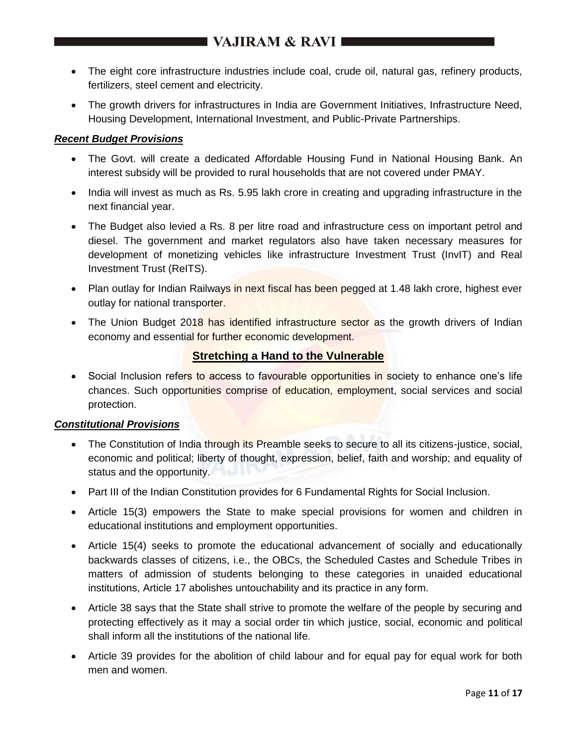- The eight core infrastructure industries include coal, crude oil, natural gas, refinery products, fertilizers, steel cement and electricity.
- The growth drivers for infrastructures in India are Government Initiatives, Infrastructure Need, Housing Development, International Investment, and Public-Private Partnerships.

***Recent Budget Provisions***

- The Govt. will create a dedicated Affordable Housing Fund in National Housing Bank. An interest subsidy will be provided to rural households that are not covered under PMAY.
- India will invest as much as Rs. 5.95 lakh crore in creating and upgrading infrastructure in the next financial year.
- The Budget also levied a Rs. 8 per litre road and infrastructure cess on important petrol and diesel. The government and market regulators also have taken necessary measures for development of monetizing vehicles like infrastructure Investment Trust (InvIT) and Real Investment Trust (ReITS).
- Plan outlay for Indian Railways in next fiscal has been pegged at 1.48 lakh crore, highest ever outlay for national transporter.
- The Union Budget 2018 has identified infrastructure sector as the growth drivers of Indian economy and essential for further economic development.

## Stretching a Hand to the Vulnerable

- Social Inclusion refers to access to favourable opportunities in society to enhance one's life chances. Such opportunities comprise of education, employment, social services and social protection.

***Constitutional Provisions***

- The Constitution of India through its Preamble seeks to secure to all its citizens-justice, social, economic and political; liberty of thought, expression, belief, faith and worship; and equality of status and the opportunity.
- Part III of the Indian Constitution provides for 6 Fundamental Rights for Social Inclusion.
- Article 15(3) empowers the State to make special provisions for women and children in educational institutions and employment opportunities.
- Article 15(4) seeks to promote the educational advancement of socially and educationally backwards classes of citizens, i.e., the OBCs, the Scheduled Castes and Schedule Tribes in matters of admission of students belonging to these categories in unaided educational institutions, Article 17 abolishes untouchability and its practice in any form.
- Article 38 says that the State shall strive to promote the welfare of the people by securing and protecting effectively as it may a social order tin which justice, social, economic and political shall inform all the institutions of the national life.
- Article 39 provides for the abolition of child labour and for equal pay for equal work for both men and women.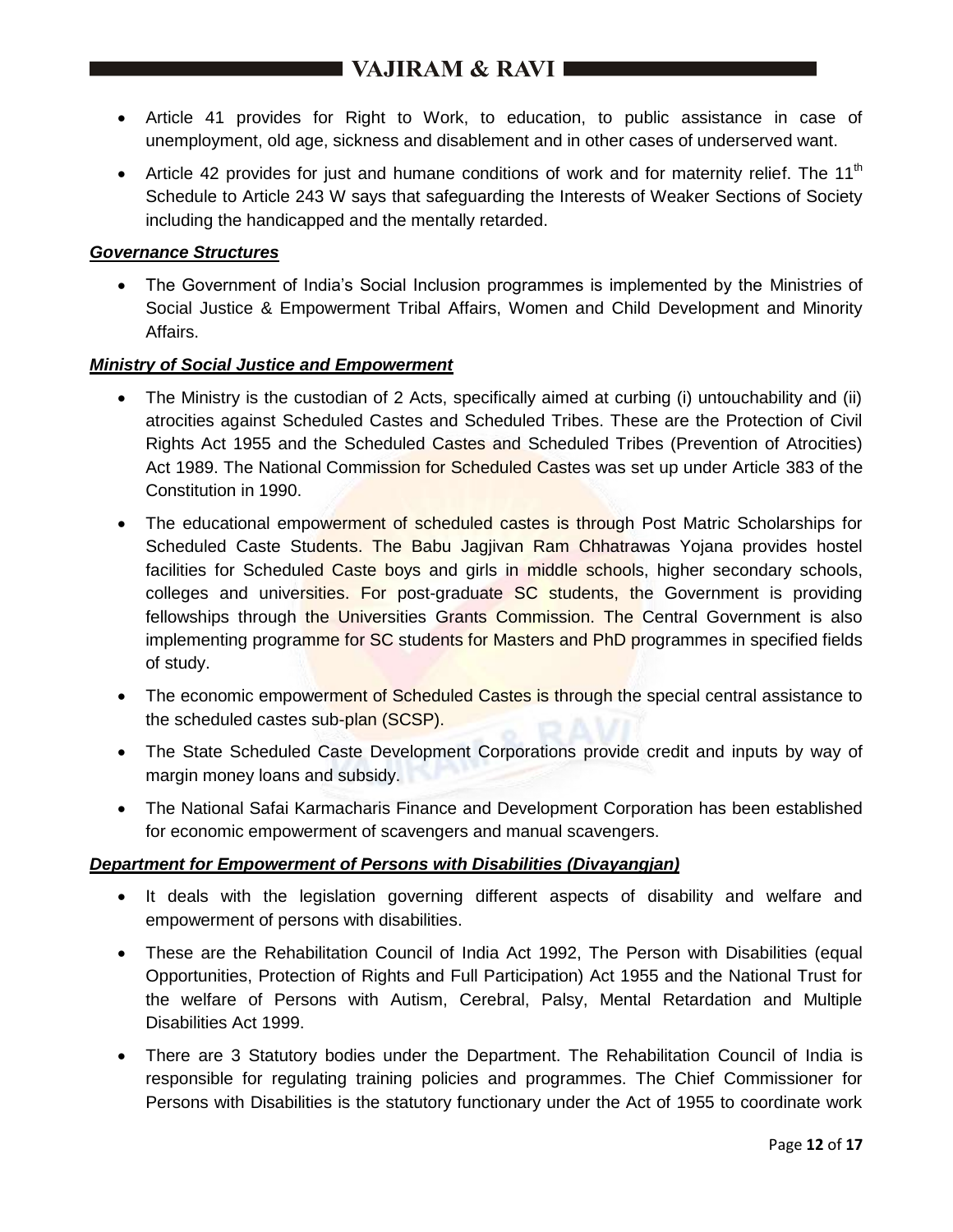- Article 41 provides for Right to Work, to education, to public assistance in case of unemployment, old age, sickness and disablement and in other cases of underserved want.
- Article 42 provides for just and humane conditions of work and for maternity relief. The 11$^{th}$ Schedule to Article 243 W says that safeguarding the Interests of Weaker Sections of Society including the handicapped and the mentally retarded.

***Governance Structures***

- The Government of India's Social Inclusion programmes is implemented by the Ministries of Social Justice & Empowerment Tribal Affairs, Women and Child Development and Minority Affairs.

***Ministry of Social Justice and Empowerment***

- The Ministry is the custodian of 2 Acts, specifically aimed at curbing (i) untouchability and (ii) atrocities against Scheduled Castes and Scheduled Tribes. These are the Protection of Civil Rights Act 1955 and the Scheduled Castes and Scheduled Tribes (Prevention of Atrocities) Act 1989. The National Commission for Scheduled Castes was set up under Article 383 of the Constitution in 1990.
- The educational empowerment of scheduled castes is through Post Matric Scholarships for Scheduled Caste Students. The Babu Jagjivan Ram Chhatrawas Yojana provides hostel facilities for Scheduled Caste boys and girls in middle schools, higher secondary schools, colleges and universities. For post-graduate SC students, the Government is providing fellowships through the Universities Grants Commission. The Central Government is also implementing programme for SC students for Masters and PhD programmes in specified fields of study.
- The economic empowerment of Scheduled Castes is through the special central assistance to the scheduled castes sub-plan (SCSP).
- The State Scheduled Caste Development Corporations provide credit and inputs by way of margin money loans and subsidy.
- The National Safai Karmacharis Finance and Development Corporation has been established for economic empowerment of scavengers and manual scavengers.

***Department for Empowerment of Persons with Disabilities (Divayangjan)***

- It deals with the legislation governing different aspects of disability and welfare and empowerment of persons with disabilities.
- These are the Rehabilitation Council of India Act 1992, The Person with Disabilities (equal Opportunities, Protection of Rights and Full Participation) Act 1955 and the National Trust for the welfare of Persons with Autism, Cerebral, Palsy, Mental Retardation and Multiple Disabilities Act 1999.
- There are 3 Statutory bodies under the Department. The Rehabilitation Council of India is responsible for regulating training policies and programmes. The Chief Commissioner for Persons with Disabilities is the statutory functionary under the Act of 1955 to coordinate work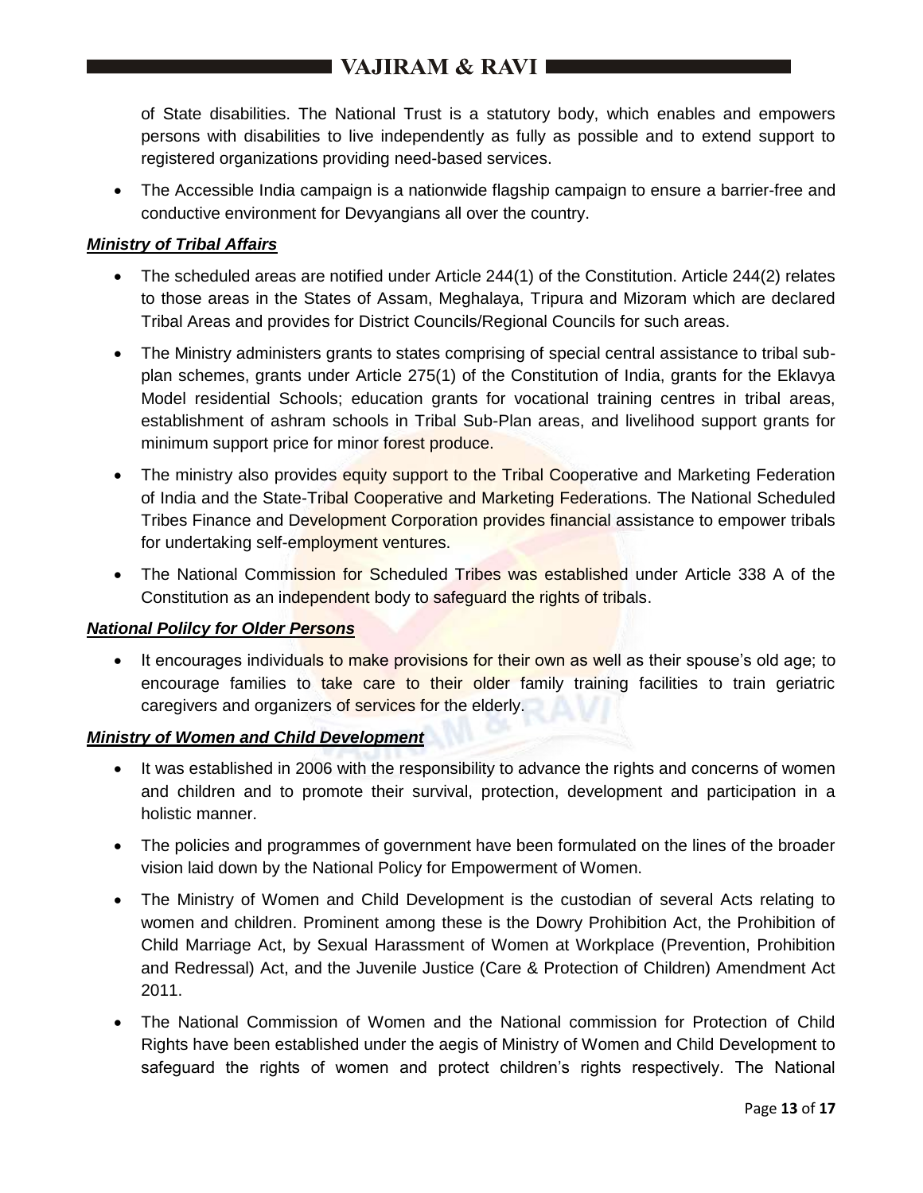of State disabilities. The National Trust is a statutory body, which enables and empowers persons with disabilities to live independently as fully as possible and to extend support to registered organizations providing need-based services.

- The Accessible India campaign is a nationwide flagship campaign to ensure a barrier-free and conductive environment for Devyangians all over the country.

***Ministry of Tribal Affairs***

- The scheduled areas are notified under Article 244(1) of the Constitution. Article 244(2) relates to those areas in the States of Assam, Meghalaya, Tripura and Mizoram which are declared Tribal Areas and provides for District Councils/Regional Councils for such areas.
- The Ministry administers grants to states comprising of special central assistance to tribal sub-plan schemes, grants under Article 275(1) of the Constitution of India, grants for the Eklavya Model residential Schools; education grants for vocational training centres in tribal areas, establishment of ashram schools in Tribal Sub-Plan areas, and livelihood support grants for minimum support price for minor forest produce.
- The ministry also provides equity support to the Tribal Cooperative and Marketing Federation of India and the State-Tribal Cooperative and Marketing Federations. The National Scheduled Tribes Finance and Development Corporation provides financial assistance to empower tribals for undertaking self-employment ventures.
- The National Commission for Scheduled Tribes was established under Article 338 A of the Constitution as an independent body to safeguard the rights of tribals.

***National Polilcy for Older Persons***

- It encourages individuals to make provisions for their own as well as their spouse's old age; to encourage families to take care to their older family training facilities to train geriatric caregivers and organizers of services for the elderly.

***Ministry of Women and Child Development***

- It was established in 2006 with the responsibility to advance the rights and concerns of women and children and to promote their survival, protection, development and participation in a holistic manner.
- The policies and programmes of government have been formulated on the lines of the broader vision laid down by the National Policy for Empowerment of Women.
- The Ministry of Women and Child Development is the custodian of several Acts relating to women and children. Prominent among these is the Dowry Prohibition Act, the Prohibition of Child Marriage Act, by Sexual Harassment of Women at Workplace (Prevention, Prohibition and Redressal) Act, and the Juvenile Justice (Care & Protection of Children) Amendment Act 2011.
- The National Commission of Women and the National commission for Protection of Child Rights have been established under the aegis of Ministry of Women and Child Development to safeguard the rights of women and protect children's rights respectively. The National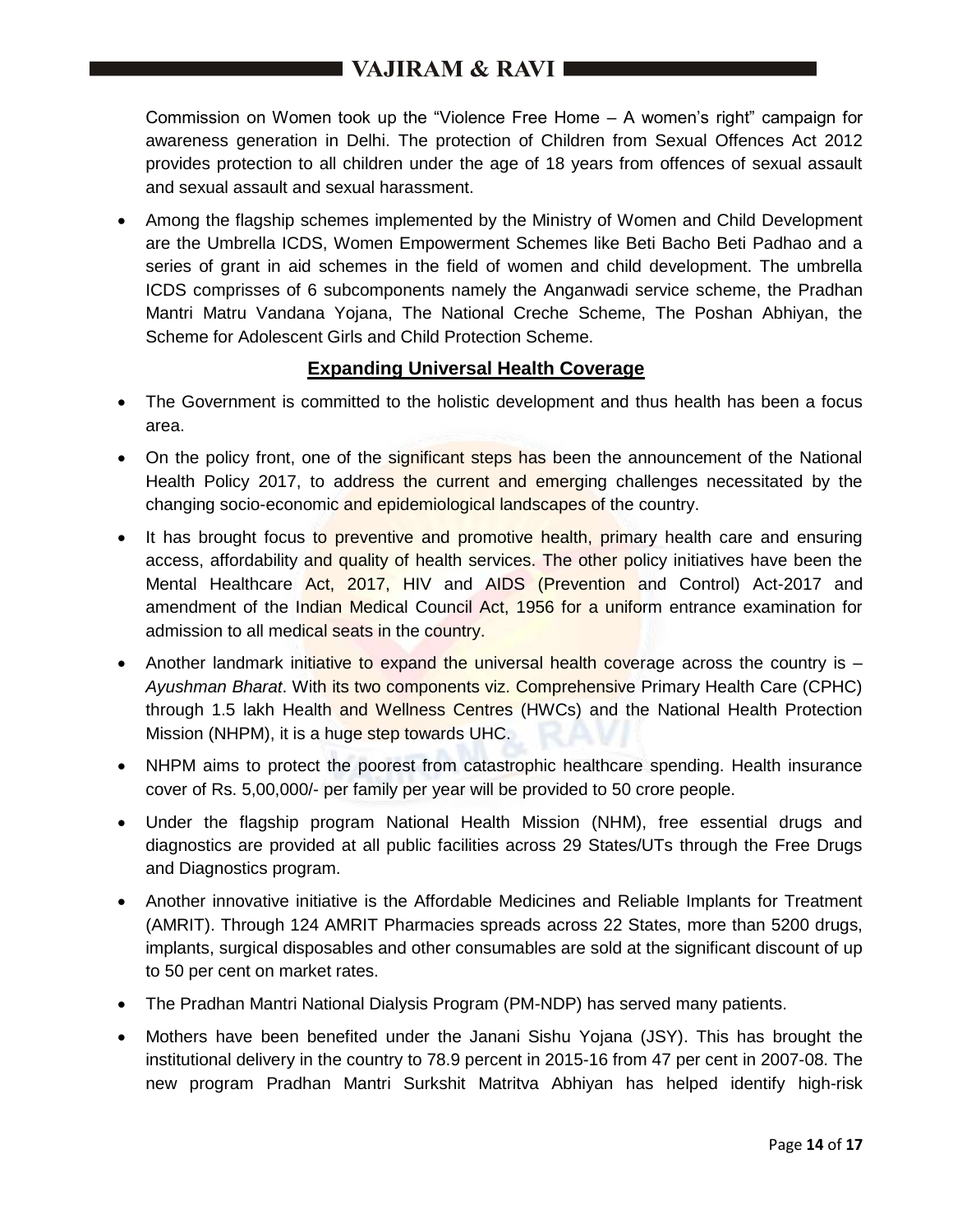Commission on Women took up the "Violence Free Home – A women's right" campaign for awareness generation in Delhi. The protection of Children from Sexual Offences Act 2012 provides protection to all children under the age of 18 years from offences of sexual assault and sexual assault and sexual harassment.

- Among the flagship schemes implemented by the Ministry of Women and Child Development are the Umbrella ICDS, Women Empowerment Schemes like Beti Bacho Beti Padhao and a series of grant in aid schemes in the field of women and child development. The umbrella ICDS comprisses of 6 subcomponents namely the Anganwadi service scheme, the Pradhan Mantri Matru Vandana Yojana, The National Creche Scheme, The Poshan Abhiyan, the Scheme for Adolescent Girls and Child Protection Scheme.

## Expanding Universal Health Coverage

- The Government is committed to the holistic development and thus health has been a focus area.
- On the policy front, one of the significant steps has been the announcement of the National Health Policy 2017, to address the current and emerging challenges necessitated by the changing socio-economic and epidemiological landscapes of the country.
- It has brought focus to preventive and promotive health, primary health care and ensuring access, affordability and quality of health services. The other policy initiatives have been the Mental Healthcare Act, 2017, HIV and AIDS (Prevention and Control) Act-2017 and amendment of the Indian Medical Council Act, 1956 for a uniform entrance examination for admission to all medical seats in the country.
- Another landmark initiative to expand the universal health coverage across the country is – *Ayushman Bharat*. With its two components viz. Comprehensive Primary Health Care (CPHC) through 1.5 lakh Health and Wellness Centres (HWCs) and the National Health Protection Mission (NHPM), it is a huge step towards UHC.
- NHPM aims to protect the poorest from catastrophic healthcare spending. Health insurance cover of Rs. 5,00,000/- per family per year will be provided to 50 crore people.
- Under the flagship program National Health Mission (NHM), free essential drugs and diagnostics are provided at all public facilities across 29 States/UTs through the Free Drugs and Diagnostics program.
- Another innovative initiative is the Affordable Medicines and Reliable Implants for Treatment (AMRIT). Through 124 AMRIT Pharmacies spreads across 22 States, more than 5200 drugs, implants, surgical disposables and other consumables are sold at the significant discount of up to 50 per cent on market rates.
- The Pradhan Mantri National Dialysis Program (PM-NDP) has served many patients.
- Mothers have been benefited under the Janani Sishu Yojana (JSY). This has brought the institutional delivery in the country to 78.9 percent in 2015-16 from 47 per cent in 2007-08. The new program Pradhan Mantri Surkshit Matritva Abhiyan has helped identify high-risk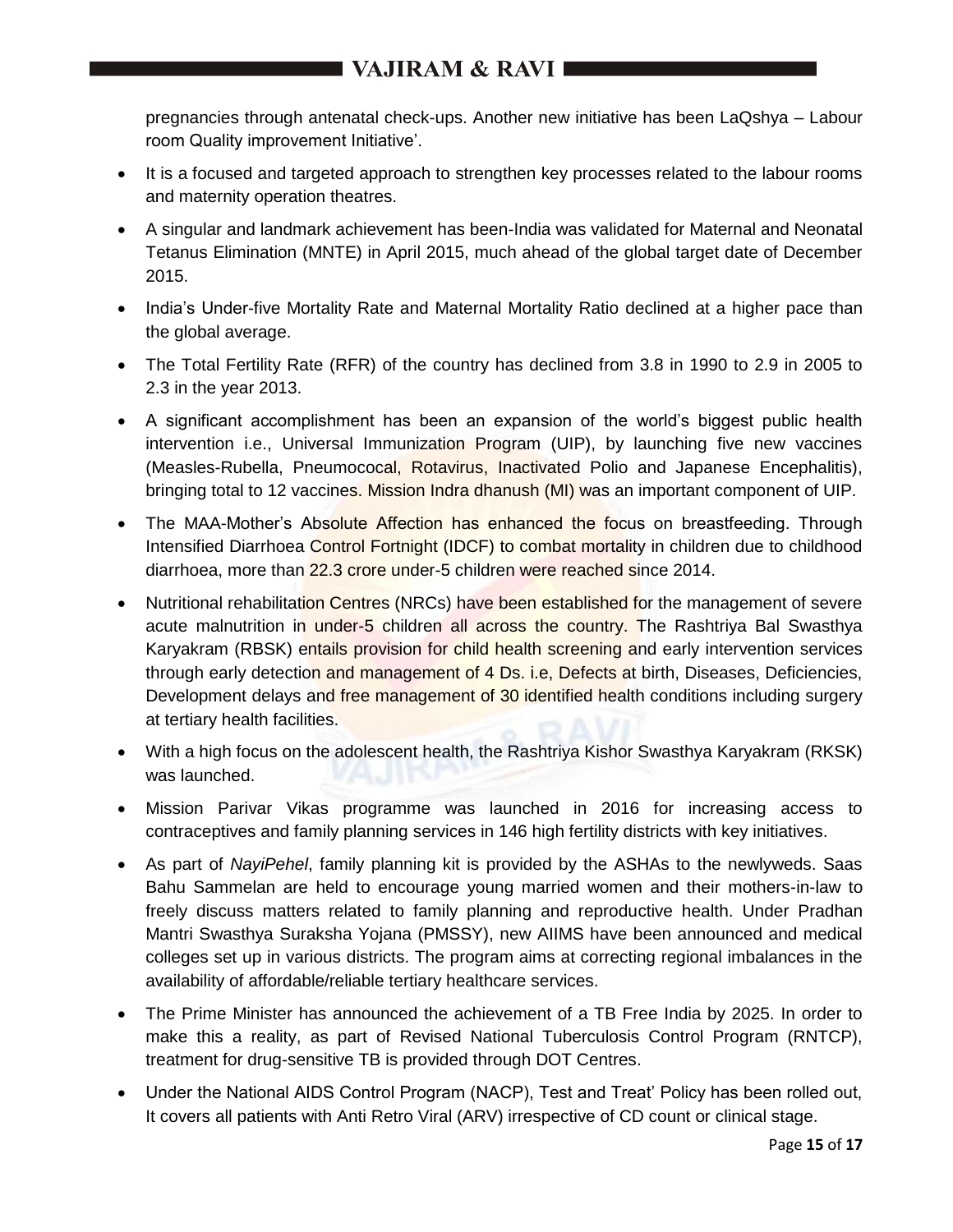pregnancies through antenatal check-ups. Another new initiative has been LaQshya – Labour room Quality improvement Initiative'.

- It is a focused and targeted approach to strengthen key processes related to the labour rooms and maternity operation theatres.
- A singular and landmark achievement has been-India was validated for Maternal and Neonatal Tetanus Elimination (MNTE) in April 2015, much ahead of the global target date of December 2015.
- India's Under-five Mortality Rate and Maternal Mortality Ratio declined at a higher pace than the global average.
- The Total Fertility Rate (RFR) of the country has declined from 3.8 in 1990 to 2.9 in 2005 to 2.3 in the year 2013.
- A significant accomplishment has been an expansion of the world's biggest public health intervention i.e., Universal Immunization Program (UIP), by launching five new vaccines (Measles-Rubella, Pneumococal, Rotavirus, Inactivated Polio and Japanese Encephalitis), bringing total to 12 vaccines. Mission Indra dhanush (MI) was an important component of UIP.
- The MAA-Mother's Absolute Affection has enhanced the focus on breastfeeding. Through Intensified Diarrhoea Control Fortnight (IDCF) to combat mortality in children due to childhood diarrhoea, more than 22.3 crore under-5 children were reached since 2014.
- Nutritional rehabilitation Centres (NRCs) have been established for the management of severe acute malnutrition in under-5 children all across the country. The Rashtriya Bal Swasthya Karyakram (RBSK) entails provision for child health screening and early intervention services through early detection and management of 4 Ds. i.e, Defects at birth, Diseases, Deficiencies, Development delays and free management of 30 identified health conditions including surgery at tertiary health facilities.
- With a high focus on the adolescent health, the Rashtriya Kishor Swasthya Karyakram (RKSK) was launched.
- Mission Parivar Vikas programme was launched in 2016 for increasing access to contraceptives and family planning services in 146 high fertility districts with key initiatives.
- As part of *NayiPehel*, family planning kit is provided by the ASHAs to the newlyweds. Saas Bahu Sammelan are held to encourage young married women and their mothers-in-law to freely discuss matters related to family planning and reproductive health. Under Pradhan Mantri Swasthya Suraksha Yojana (PMSSY), new AIIMS have been announced and medical colleges set up in various districts. The program aims at correcting regional imbalances in the availability of affordable/reliable tertiary healthcare services.
- The Prime Minister has announced the achievement of a TB Free India by 2025. In order to make this a reality, as part of Revised National Tuberculosis Control Program (RNTCP), treatment for drug-sensitive TB is provided through DOT Centres.
- Under the National AIDS Control Program (NACP), Test and Treat' Policy has been rolled out, It covers all patients with Anti Retro Viral (ARV) irrespective of CD count or clinical stage.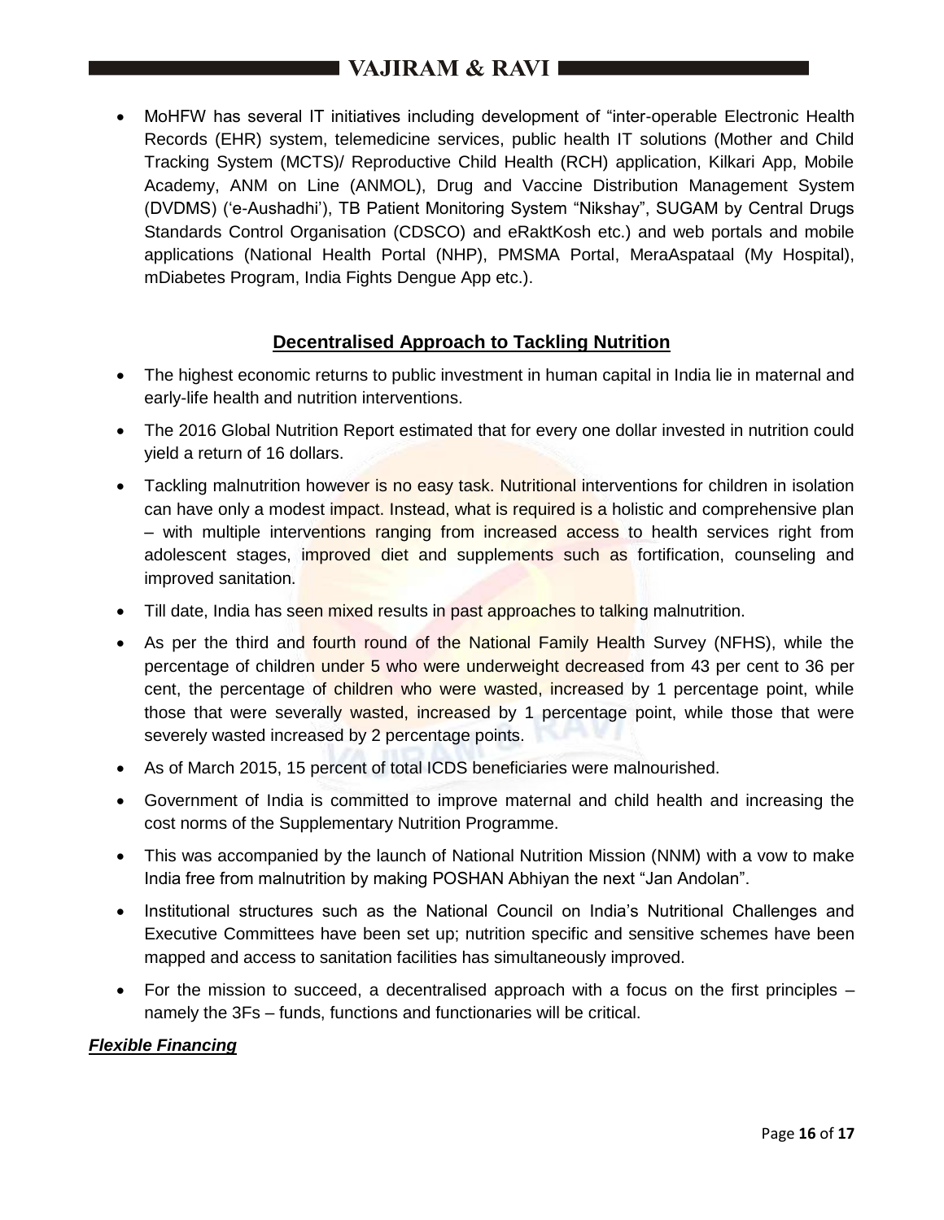- MoHFW has several IT initiatives including development of "inter-operable Electronic Health Records (EHR) system, telemedicine services, public health IT solutions (Mother and Child Tracking System (MCTS)/ Reproductive Child Health (RCH) application, Kilkari App, Mobile Academy, ANM on Line (ANMOL), Drug and Vaccine Distribution Management System (DVDMS) ('e-Aushadhi'), TB Patient Monitoring System "Nikshay", SUGAM by Central Drugs Standards Control Organisation (CDSCO) and eRaktKosh etc.) and web portals and mobile applications (National Health Portal (NHP), PMSMA Portal, MeraAspataal (My Hospital), mDiabetes Program, India Fights Dengue App etc.).

## Decentralised Approach to Tackling Nutrition

- The highest economic returns to public investment in human capital in India lie in maternal and early-life health and nutrition interventions.
- The 2016 Global Nutrition Report estimated that for every one dollar invested in nutrition could yield a return of 16 dollars.
- Tackling malnutrition however is no easy task. Nutritional interventions for children in isolation can have only a modest impact. Instead, what is required is a holistic and comprehensive plan – with multiple interventions ranging from increased access to health services right from adolescent stages, improved diet and supplements such as fortification, counseling and improved sanitation.
- Till date, India has seen mixed results in past approaches to talking malnutrition.
- As per the third and fourth round of the National Family Health Survey (NFHS), while the percentage of children under 5 who were underweight decreased from 43 per cent to 36 per cent, the percentage of children who were wasted, increased by 1 percentage point, while those that were severally wasted, increased by 1 percentage point, while those that were severely wasted increased by 2 percentage points.
- As of March 2015, 15 percent of total ICDS beneficiaries were malnourished.
- Government of India is committed to improve maternal and child health and increasing the cost norms of the Supplementary Nutrition Programme.
- This was accompanied by the launch of National Nutrition Mission (NNM) with a vow to make India free from malnutrition by making POSHAN Abhiyan the next "Jan Andolan".
- Institutional structures such as the National Council on India's Nutritional Challenges and Executive Committees have been set up; nutrition specific and sensitive schemes have been mapped and access to sanitation facilities has simultaneously improved.
- For the mission to succeed, a decentralised approach with a focus on the first principles – namely the 3Fs – funds, functions and functionaries will be critical.

***Flexible Financing***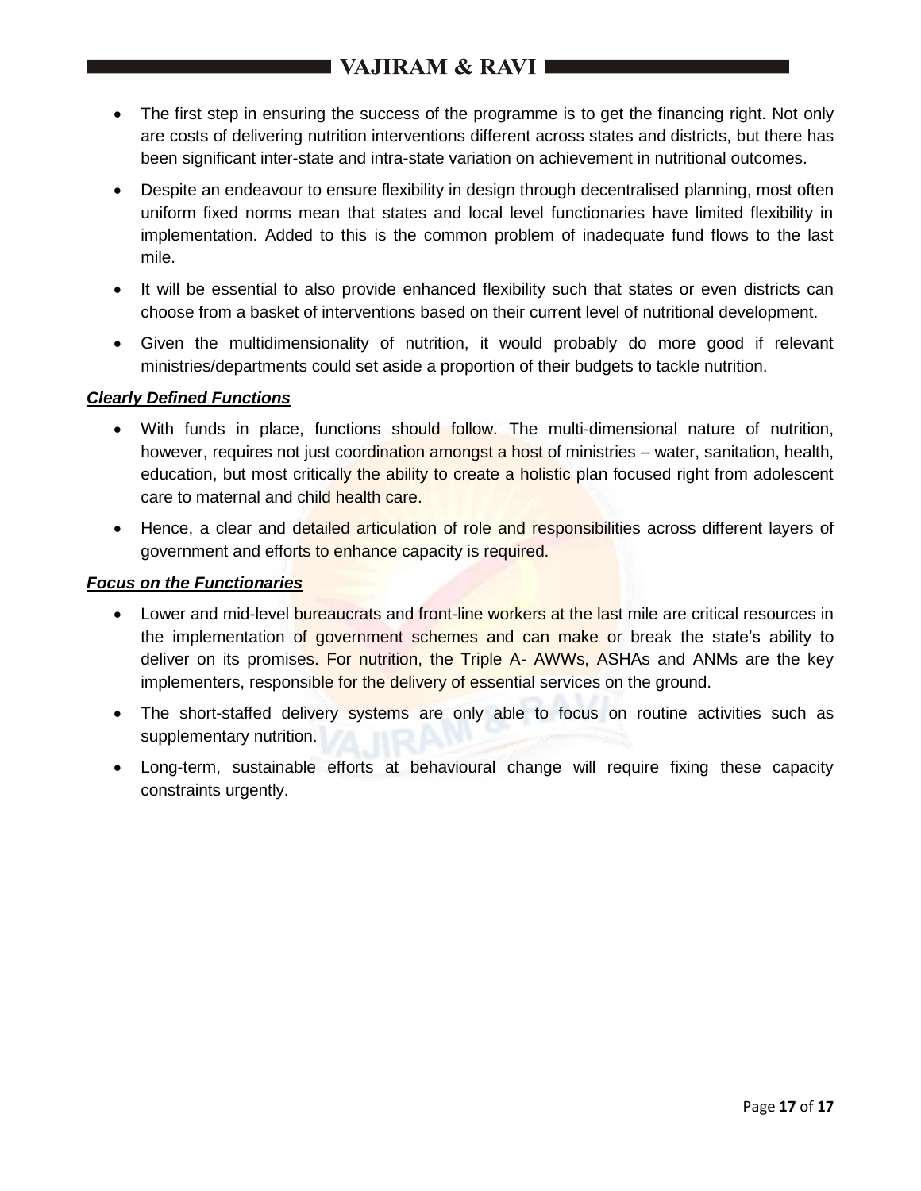- The first step in ensuring the success of the programme is to get the financing right. Not only are costs of delivering nutrition interventions different across states and districts, but there has been significant inter-state and intra-state variation on achievement in nutritional outcomes.
- Despite an endeavour to ensure flexibility in design through decentralised planning, most often uniform fixed norms mean that states and local level functionaries have limited flexibility in implementation. Added to this is the common problem of inadequate fund flows to the last mile.
- It will be essential to also provide enhanced flexibility such that states or even districts can choose from a basket of interventions based on their current level of nutritional development.
- Given the multidimensionality of nutrition, it would probably do more good if relevant ministries/departments could set aside a proportion of their budgets to tackle nutrition.

***Clearly Defined Functions***

- With funds in place, functions should follow. The multi-dimensional nature of nutrition, however, requires not just coordination amongst a host of ministries – water, sanitation, health, education, but most critically the ability to create a holistic plan focused right from adolescent care to maternal and child health care.
- Hence, a clear and detailed articulation of role and responsibilities across different layers of government and efforts to enhance capacity is required.

***Focus on the Functionaries***

- Lower and mid-level bureaucrats and front-line workers at the last mile are critical resources in the implementation of government schemes and can make or break the state's ability to deliver on its promises. For nutrition, the Triple A- AWWs, ASHAs and ANMs are the key implementers, responsible for the delivery of essential services on the ground.
- The short-staffed delivery systems are only able to focus on routine activities such as supplementary nutrition.
- Long-term, sustainable efforts at behavioural change will require fixing these capacity constraints urgently.